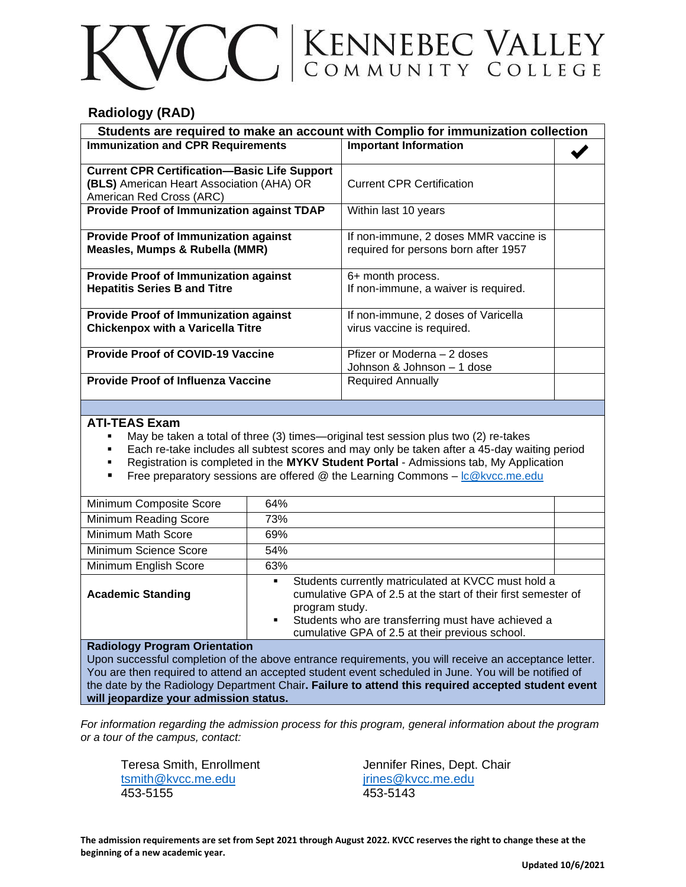# KVCC | KENNEBEC VALLEY COMMUNITY COLLEGE

## Radiology (RAD)

| Students are required to make an account with Complio for immunization collection | | |
|---|---|---|
| **Immunization and CPR Requirements** | **Important Information** | ✔ |
| **Current CPR Certification—Basic Life Support (BLS)** American Heart Association (AHA) OR American Red Cross (ARC) | Current CPR Certification | |
| **Provide Proof of Immunization against TDAP** | Within last 10 years | |
| **Provide Proof of Immunization against Measles, Mumps & Rubella (MMR)** | If non-immune, 2 doses MMR vaccine is required for persons born after 1957 | |
| **Provide Proof of Immunization against Hepatitis Series B and Titre** | 6+ month process. If non-immune, a waiver is required. | |
| **Provide Proof of Immunization against Chickenpox with a Varicella Titre** | If non-immune, 2 doses of Varicella virus vaccine is required. | |
| **Provide Proof of COVID-19 Vaccine** | Pfizer or Moderna – 2 doses Johnson & Johnson – 1 dose | |
| **Provide Proof of Influenza Vaccine** | Required Annually | |

### ATI-TEAS Exam

- May be taken a total of three (3) times—original test session plus two (2) re-takes
- Each re-take includes all subtest scores and may only be taken after a 45-day waiting period
- Registration is completed in the **MYKV Student Portal** - Admissions tab, My Application
- Free preparatory sessions are offered @ the Learning Commons – lc@kvcc.me.edu

| Requirement | Score | |
|---|---|---|
| Minimum Composite Score | 64% | |
| Minimum Reading Score | 73% | |
| Minimum Math Score | 69% | |
| Minimum Science Score | 54% | |
| Minimum English Score | 63% | |
| **Academic Standing** | • Students currently matriculated at KVCC must hold a cumulative GPA of 2.5 at the start of their first semester of program study. • Students who are transferring must have achieved a cumulative GPA of 2.5 at their previous school. | |

**Radiology Program Orientation**

Upon successful completion of the above entrance requirements, you will receive an acceptance letter. You are then required to attend an accepted student event scheduled in June. You will be notified of the date by the Radiology Department Chair**. Failure to attend this required accepted student event will jeopardize your admission status.**

*For information regarding the admission process for this program, general information about the program or a tour of the campus, contact:*

Teresa Smith, Enrollment
tsmith@kvcc.me.edu
453-5155

Jennifer Rines, Dept. Chair
jrines@kvcc.me.edu
453-5143

**The admission requirements are set from Sept 2021 through August 2022. KVCC reserves the right to change these at the beginning of a new academic year.**

**Updated 10/6/2021**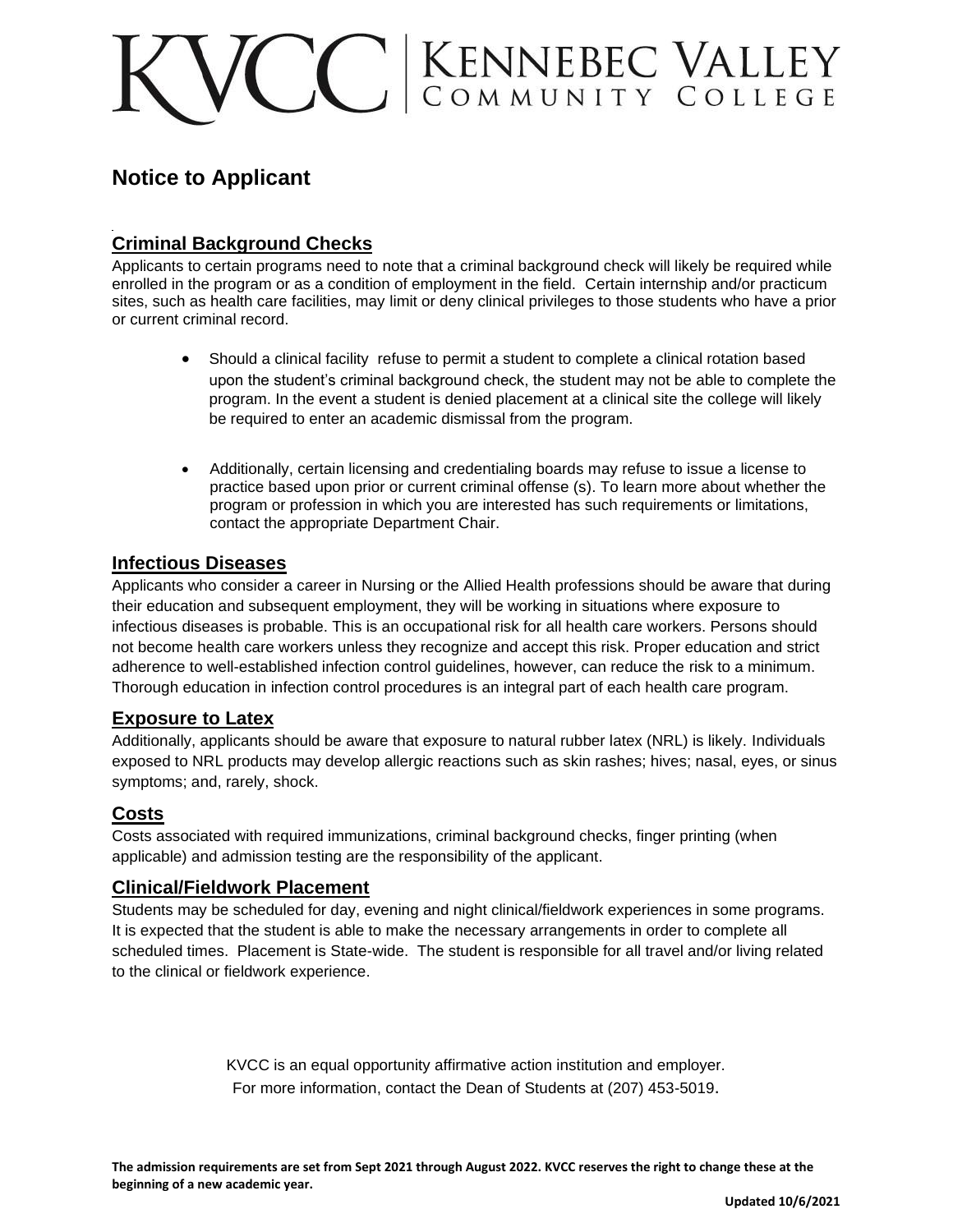# KVCC | KENNEBEC VALLEY COMMUNITY COLLEGE

## Notice to Applicant

### Criminal Background Checks

Applicants to certain programs need to note that a criminal background check will likely be required while enrolled in the program or as a condition of employment in the field. Certain internship and/or practicum sites, such as health care facilities, may limit or deny clinical privileges to those students who have a prior or current criminal record.

- Should a clinical facility refuse to permit a student to complete a clinical rotation based upon the student's criminal background check, the student may not be able to complete the program. In the event a student is denied placement at a clinical site the college will likely be required to enter an academic dismissal from the program.

- Additionally, certain licensing and credentialing boards may refuse to issue a license to practice based upon prior or current criminal offense (s). To learn more about whether the program or profession in which you are interested has such requirements or limitations, contact the appropriate Department Chair.

### Infectious Diseases

Applicants who consider a career in Nursing or the Allied Health professions should be aware that during their education and subsequent employment, they will be working in situations where exposure to infectious diseases is probable. This is an occupational risk for all health care workers. Persons should not become health care workers unless they recognize and accept this risk. Proper education and strict adherence to well-established infection control guidelines, however, can reduce the risk to a minimum. Thorough education in infection control procedures is an integral part of each health care program.

### Exposure to Latex

Additionally, applicants should be aware that exposure to natural rubber latex (NRL) is likely. Individuals exposed to NRL products may develop allergic reactions such as skin rashes; hives; nasal, eyes, or sinus symptoms; and, rarely, shock.

### Costs

Costs associated with required immunizations, criminal background checks, finger printing (when applicable) and admission testing are the responsibility of the applicant.

### Clinical/Fieldwork Placement

Students may be scheduled for day, evening and night clinical/fieldwork experiences in some programs. It is expected that the student is able to make the necessary arrangements in order to complete all scheduled times. Placement is State-wide. The student is responsible for all travel and/or living related to the clinical or fieldwork experience.

KVCC is an equal opportunity affirmative action institution and employer.
For more information, contact the Dean of Students at (207) 453-5019.

**The admission requirements are set from Sept 2021 through August 2022. KVCC reserves the right to change these at the beginning of a new academic year.**

**Updated 10/6/2021**